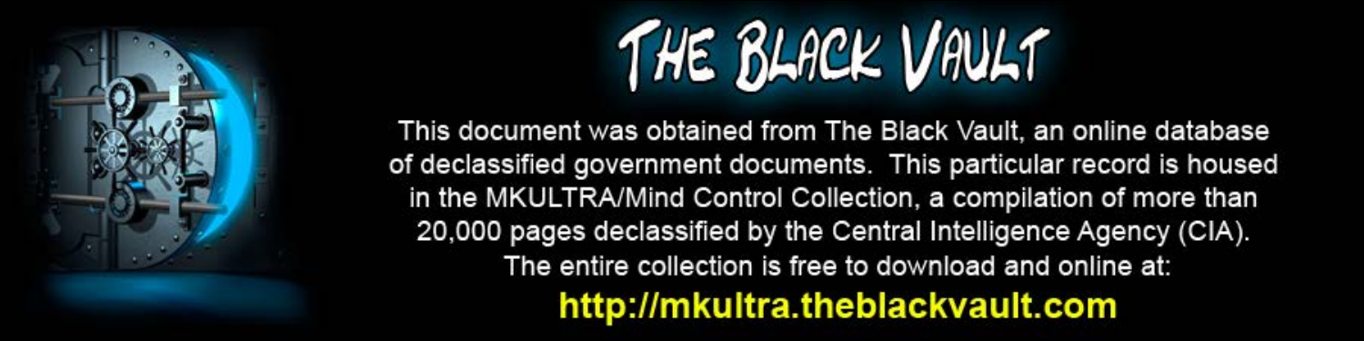# THE BLACK VAULT

This document was obtained from The Black Vault, an online database of declassified government documents. This particular record is housed in the MKULTRA/Mind Control Collection, a compilation of more than 20,000 pages declassified by the Central Intelligence Agency (CIA). The entire collection is free to download and online at:

**http://mkultra.theblackvault.com**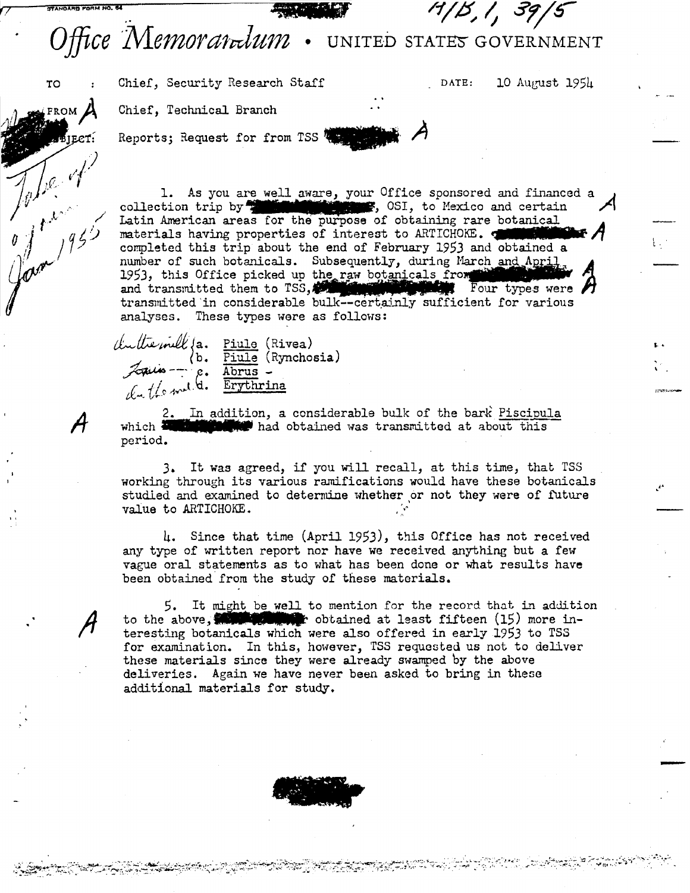# Office Memorandum • UNITED STATES GOVERNMENT

TO : Chief, Security Research Staff DATE: 10 August 1954

FROM : Chief, Technical Branch

SUBJECT: Reports; Request for from TSS

1. As you are well aware, your Office sponsored and financed a collection trip by , OSI, to Mexico and certain Latin American areas for the purpose of obtaining rare botanical materials having properties of interest to ARTICHOKE. completed this trip about the end of February 1953 and obtained a number of such botanicals. Subsequently, during March and April 1953, this Office picked up the raw botanicals from and transmitted them to TSS, Four types were transmitted in considerable bulk--certainly sufficient for various analyses. These types were as follows:

a. Piule (Rivea)
b. Piule (Rynchosia)
c. Abrus -
d. Erythrina

2. In addition, a considerable bulk of the bark Piscipula which had obtained was transmitted at about this period.

3. It was agreed, if you will recall, at this time, that TSS working through its various ramifications would have these botanicals studied and examined to determine whether or not they were of future value to ARTICHOKE.

4. Since that time (April 1953), this Office has not received any type of written report nor have we received anything but a few vague oral statements as to what has been done or what results have been obtained from the study of these materials.

5. It might be well to mention for the record that in addition to the above, obtained at least fifteen (15) more interesting botanicals which were also offered in early 1953 to TSS for examination. In this, however, TSS requested us not to deliver these materials since they were already swamped by the above deliveries. Again we have never been asked to bring in these additional materials for study.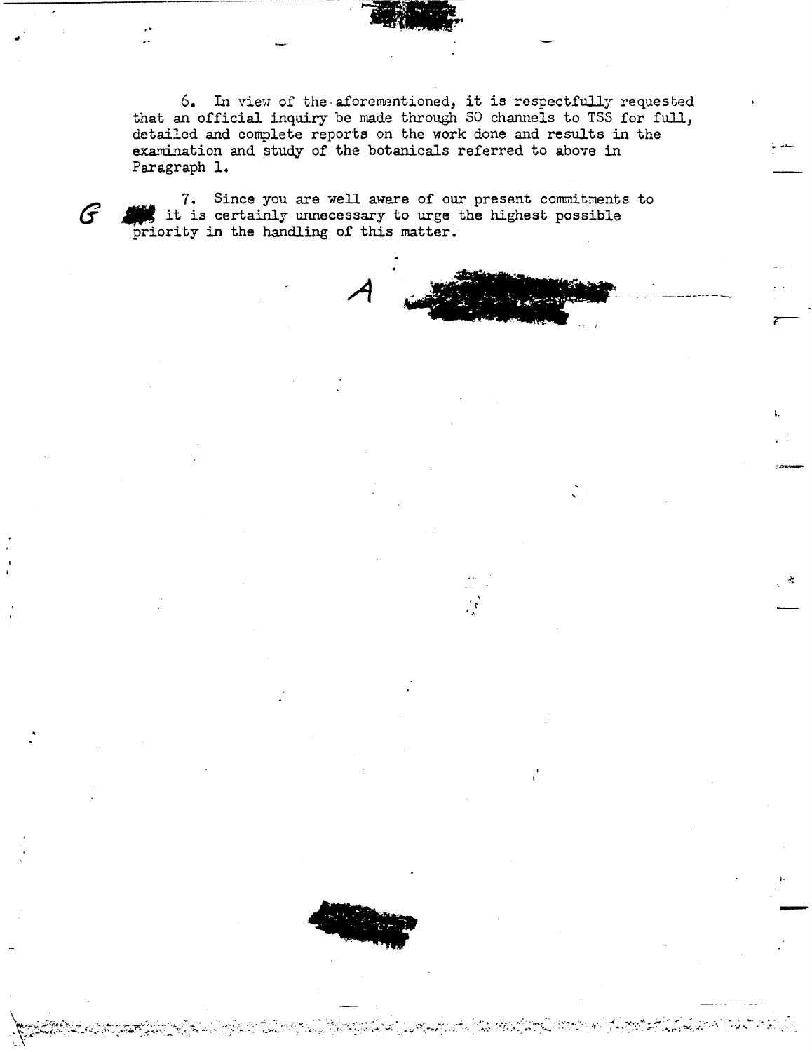6. In view of the aforementioned, it is respectfully requested that an official inquiry be made through SO channels to TSS for full, detailed and complete reports on the work done and results in the examination and study of the botanicals referred to above in Paragraph 1.

7. Since you are well aware of our present commitments to it is certainly unnecessary to urge the highest possible priority in the handling of this matter.

A